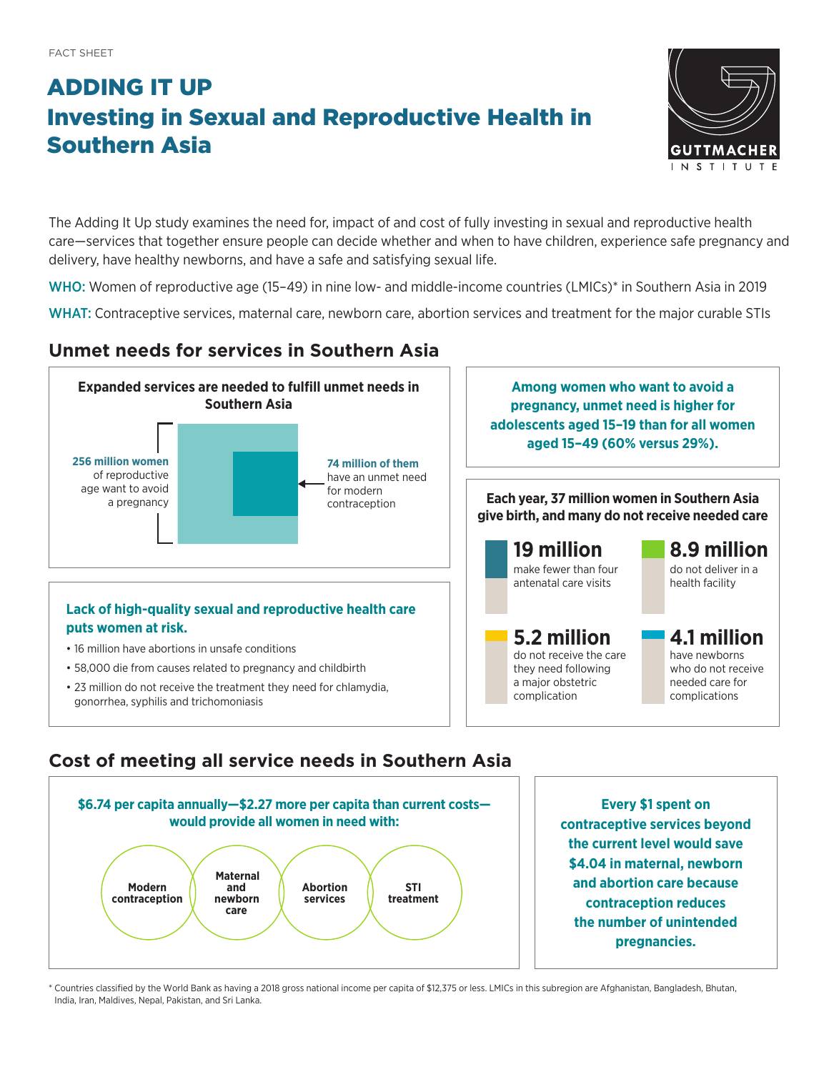FACT SHEET

# ADDING IT UP
## Investing in Sexual and Reproductive Health in Southern Asia

GUTTMACHER INSTITUTE

The Adding It Up study examines the need for, impact of and cost of fully investing in sexual and reproductive health care—services that together ensure people can decide whether and when to have children, experience safe pregnancy and delivery, have healthy newborns, and have a safe and satisfying sexual life.

WHO: Women of reproductive age (15–49) in nine low- and middle-income countries (LMICs)* in Southern Asia in 2019

WHAT: Contraceptive services, maternal care, newborn care, abortion services and treatment for the major curable STIs

## Unmet needs for services in Southern Asia

**Expanded services are needed to fulfill unmet needs in Southern Asia**

**256 million women** of reproductive age want to avoid a pregnancy

**74 million of them** have an unmet need for modern contraception

**Among women who want to avoid a pregnancy, unmet need is higher for adolescents aged 15–19 than for all women aged 15–49 (60% versus 29%).**

**Lack of high-quality sexual and reproductive health care puts women at risk.**

- 16 million have abortions in unsafe conditions
- 58,000 die from causes related to pregnancy and childbirth
- 23 million do not receive the treatment they need for chlamydia, gonorrhea, syphilis and trichomoniasis

**Each year, 37 million women in Southern Asia give birth, and many do not receive needed care**

- **19 million** make fewer than four antenatal care visits
- **8.9 million** do not deliver in a health facility
- **5.2 million** do not receive the care they need following a major obstetric complication
- **4.1 million** have newborns who do not receive needed care for complications

## Cost of meeting all service needs in Southern Asia

**$6.74 per capita annually—$2.27 more per capita than current costs—would provide all women in need with:**

- Modern contraception
- Maternal and newborn care
- Abortion services
- STI treatment

**Every $1 spent on contraceptive services beyond the current level would save $4.04 in maternal, newborn and abortion care because contraception reduces the number of unintended pregnancies.**

\* Countries classified by the World Bank as having a 2018 gross national income per capita of $12,375 or less. LMICs in this subregion are Afghanistan, Bangladesh, Bhutan, India, Iran, Maldives, Nepal, Pakistan, and Sri Lanka.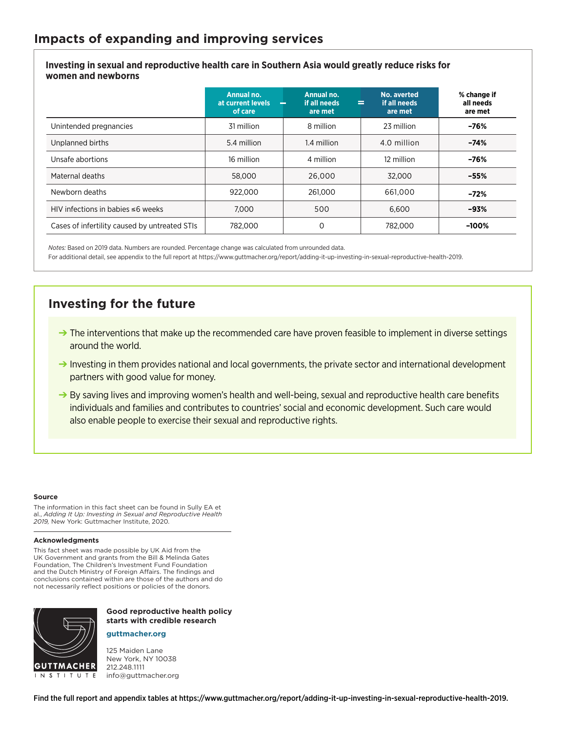## Impacts of expanding and improving services

**Investing in sexual and reproductive health care in Southern Asia would greatly reduce risks for women and newborns**

| | Annual no. at current levels of care | – | Annual no. if all needs are met | = | No. averted if all needs are met | % change if all needs are met |
|---|---|---|---|---|---|---|
| Unintended pregnancies | 31 million | | 8 million | | 23 million | **–76%** |
| Unplanned births | 5.4 million | | 1.4 million | | 4.0 million | **–74%** |
| Unsafe abortions | 16 million | | 4 million | | 12 million | **–76%** |
| Maternal deaths | 58,000 | | 26,000 | | 32,000 | **–55%** |
| Newborn deaths | 922,000 | | 261,000 | | 661,000 | **–72%** |
| HIV infections in babies ≤6 weeks | 7,000 | | 500 | | 6,600 | **–93%** |
| Cases of infertility caused by untreated STIs | 782,000 | | 0 | | 782,000 | **–100%** |

*Notes:* Based on 2019 data. Numbers are rounded. Percentage change was calculated from unrounded data.
For additional detail, see appendix to the full report at https://www.guttmacher.org/report/adding-it-up-investing-in-sexual-reproductive-health-2019.

## Investing for the future

- → The interventions that make up the recommended care have proven feasible to implement in diverse settings around the world.
- → Investing in them provides national and local governments, the private sector and international development partners with good value for money.
- → By saving lives and improving women's health and well-being, sexual and reproductive health care benefits individuals and families and contributes to countries' social and economic development. Such care would also enable people to exercise their sexual and reproductive rights.

**Source**

The information in this fact sheet can be found in Sully EA et al., *Adding It Up: Investing in Sexual and Reproductive Health 2019,* New York: Guttmacher Institute, 2020.

**Acknowledgments**

This fact sheet was made possible by UK Aid from the UK Government and grants from the Bill & Melinda Gates Foundation, The Children's Investment Fund Foundation and the Dutch Ministry of Foreign Affairs. The findings and conclusions contained within are those of the authors and do not necessarily reflect positions or policies of the donors.

GUTTMACHER INSTITUTE

**Good reproductive health policy starts with credible research**

**guttmacher.org**

125 Maiden Lane
New York, NY 10038
212.248.1111
info@guttmacher.org

Find the full report and appendix tables at https://www.guttmacher.org/report/adding-it-up-investing-in-sexual-reproductive-health-2019.